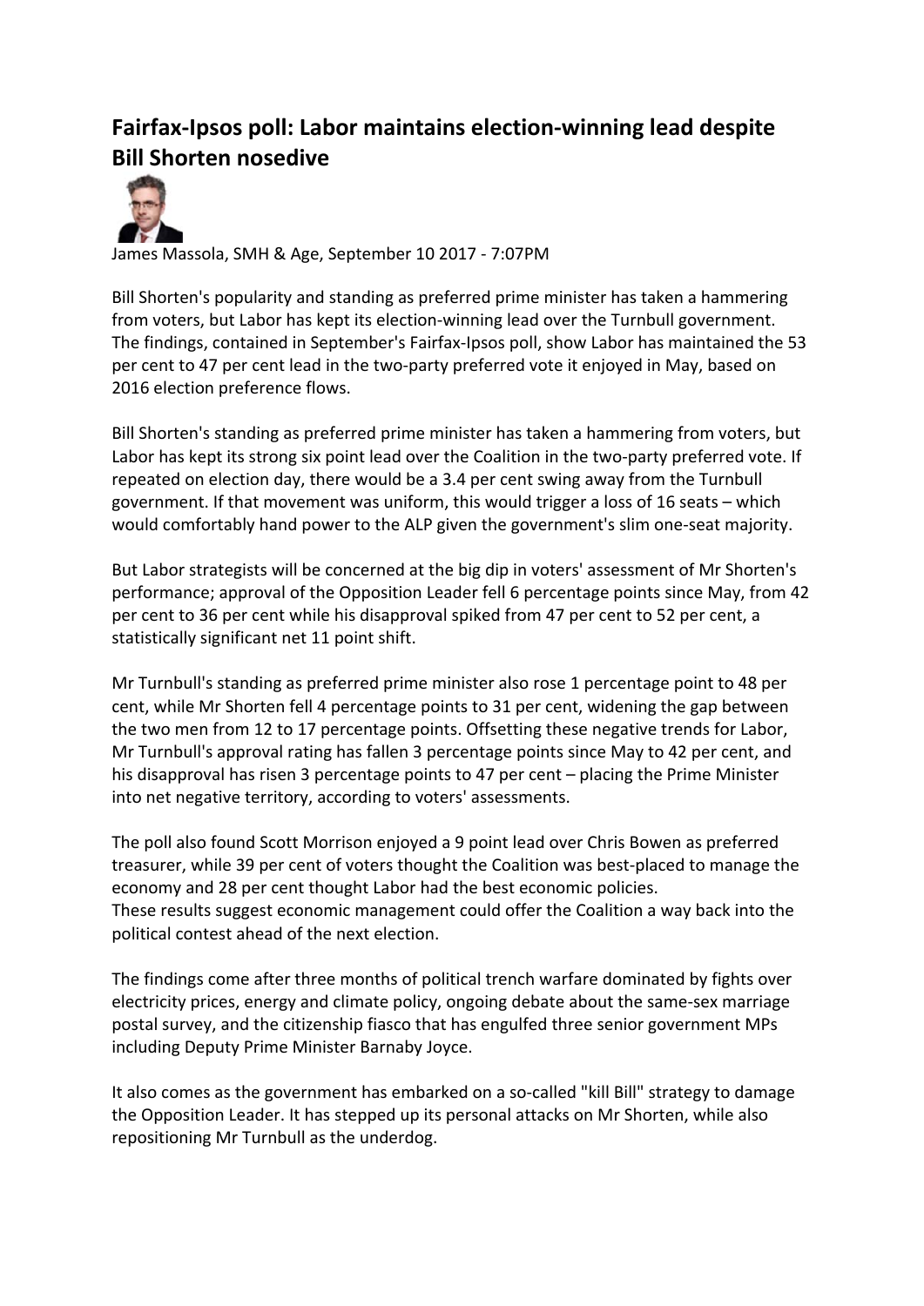# Fairfax-Ipsos poll: Labor maintains election-winning lead despite Bill Shorten nosedive

James Massola, SMH & Age, September 10 2017 - 7:07PM

Bill Shorten's popularity and standing as preferred prime minister has taken a hammering from voters, but Labor has kept its election-winning lead over the Turnbull government. The findings, contained in September's Fairfax-Ipsos poll, show Labor has maintained the 53 per cent to 47 per cent lead in the two-party preferred vote it enjoyed in May, based on 2016 election preference flows.

Bill Shorten's standing as preferred prime minister has taken a hammering from voters, but Labor has kept its strong six point lead over the Coalition in the two-party preferred vote. If repeated on election day, there would be a 3.4 per cent swing away from the Turnbull government. If that movement was uniform, this would trigger a loss of 16 seats – which would comfortably hand power to the ALP given the government's slim one-seat majority.

But Labor strategists will be concerned at the big dip in voters' assessment of Mr Shorten's performance; approval of the Opposition Leader fell 6 percentage points since May, from 42 per cent to 36 per cent while his disapproval spiked from 47 per cent to 52 per cent, a statistically significant net 11 point shift.

Mr Turnbull's standing as preferred prime minister also rose 1 percentage point to 48 per cent, while Mr Shorten fell 4 percentage points to 31 per cent, widening the gap between the two men from 12 to 17 percentage points. Offsetting these negative trends for Labor, Mr Turnbull's approval rating has fallen 3 percentage points since May to 42 per cent, and his disapproval has risen 3 percentage points to 47 per cent – placing the Prime Minister into net negative territory, according to voters' assessments.

The poll also found Scott Morrison enjoyed a 9 point lead over Chris Bowen as preferred treasurer, while 39 per cent of voters thought the Coalition was best-placed to manage the economy and 28 per cent thought Labor had the best economic policies.
These results suggest economic management could offer the Coalition a way back into the political contest ahead of the next election.

The findings come after three months of political trench warfare dominated by fights over electricity prices, energy and climate policy, ongoing debate about the same-sex marriage postal survey, and the citizenship fiasco that has engulfed three senior government MPs including Deputy Prime Minister Barnaby Joyce.

It also comes as the government has embarked on a so-called "kill Bill" strategy to damage the Opposition Leader. It has stepped up its personal attacks on Mr Shorten, while also repositioning Mr Turnbull as the underdog.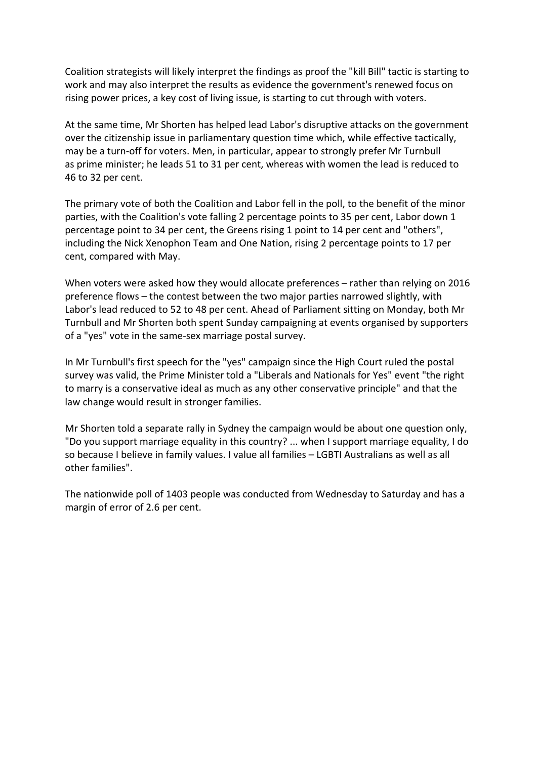Coalition strategists will likely interpret the findings as proof the "kill Bill" tactic is starting to work and may also interpret the results as evidence the government's renewed focus on rising power prices, a key cost of living issue, is starting to cut through with voters.

At the same time, Mr Shorten has helped lead Labor's disruptive attacks on the government over the citizenship issue in parliamentary question time which, while effective tactically, may be a turn-off for voters. Men, in particular, appear to strongly prefer Mr Turnbull as prime minister; he leads 51 to 31 per cent, whereas with women the lead is reduced to 46 to 32 per cent.

The primary vote of both the Coalition and Labor fell in the poll, to the benefit of the minor parties, with the Coalition's vote falling 2 percentage points to 35 per cent, Labor down 1 percentage point to 34 per cent, the Greens rising 1 point to 14 per cent and "others", including the Nick Xenophon Team and One Nation, rising 2 percentage points to 17 per cent, compared with May.

When voters were asked how they would allocate preferences – rather than relying on 2016 preference flows – the contest between the two major parties narrowed slightly, with Labor's lead reduced to 52 to 48 per cent. Ahead of Parliament sitting on Monday, both Mr Turnbull and Mr Shorten both spent Sunday campaigning at events organised by supporters of a "yes" vote in the same-sex marriage postal survey.

In Mr Turnbull's first speech for the "yes" campaign since the High Court ruled the postal survey was valid, the Prime Minister told a "Liberals and Nationals for Yes" event "the right to marry is a conservative ideal as much as any other conservative principle" and that the law change would result in stronger families.

Mr Shorten told a separate rally in Sydney the campaign would be about one question only, "Do you support marriage equality in this country? ... when I support marriage equality, I do so because I believe in family values. I value all families – LGBTI Australians as well as all other families".

The nationwide poll of 1403 people was conducted from Wednesday to Saturday and has a margin of error of 2.6 per cent.